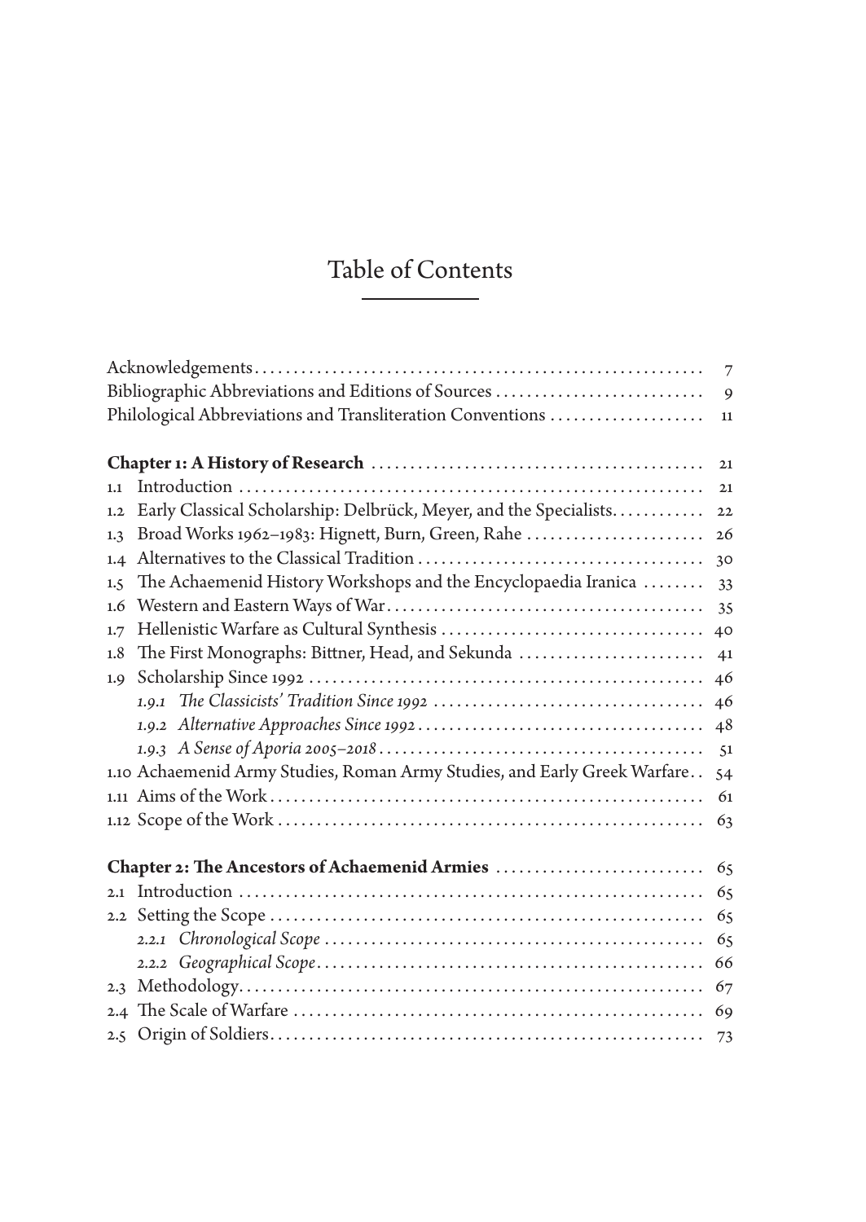# Table of Contents

| | |
|---|---|
| Acknowledgements | 7 |
| Bibliographic Abbreviations and Editions of Sources | 9 |
| Philological Abbreviations and Transliteration Conventions | 11 |
| | |
| **Chapter 1: A History of Research** | 21 |
| 1.1 Introduction | 21 |
| 1.2 Early Classical Scholarship: Delbrück, Meyer, and the Specialists. | 22 |
| 1.3 Broad Works 1962–1983: Hignett, Burn, Green, Rahe | 26 |
| 1.4 Alternatives to the Classical Tradition | 30 |
| 1.5 The Achaemenid History Workshops and the Encyclopaedia Iranica | 33 |
| 1.6 Western and Eastern Ways of War | 35 |
| 1.7 Hellenistic Warfare as Cultural Synthesis | 40 |
| 1.8 The First Monographs: Bittner, Head, and Sekunda | 41 |
| 1.9 Scholarship Since 1992 | 46 |
| *1.9.1 The Classicists' Tradition Since 1992* | 46 |
| *1.9.2 Alternative Approaches Since 1992* | 48 |
| *1.9.3 A Sense of Aporia 2005–2018* | 51 |
| 1.10 Achaemenid Army Studies, Roman Army Studies, and Early Greek Warfare | 54 |
| 1.11 Aims of the Work | 61 |
| 1.12 Scope of the Work | 63 |
| | |
| **Chapter 2: The Ancestors of Achaemenid Armies** | 65 |
| 2.1 Introduction | 65 |
| 2.2 Setting the Scope | 65 |
| *2.2.1 Chronological Scope* | 65 |
| *2.2.2 Geographical Scope* | 66 |
| 2.3 Methodology | 67 |
| 2.4 The Scale of Warfare | 69 |
| 2.5 Origin of Soldiers | 73 |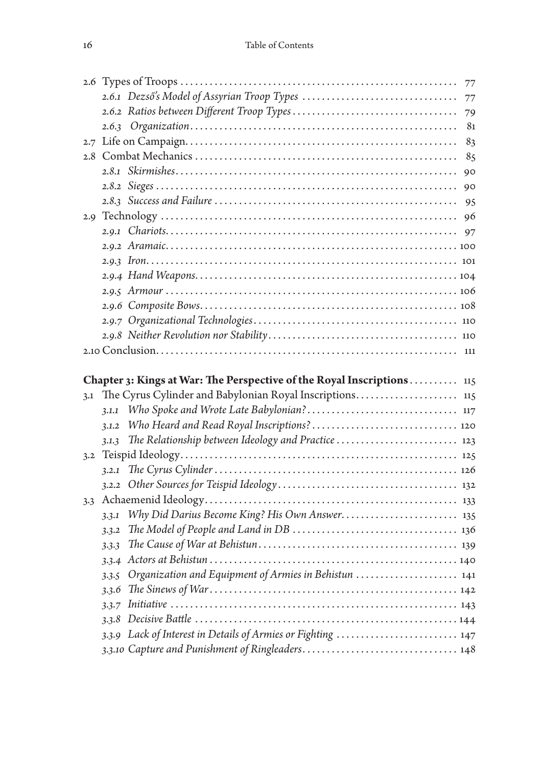- 2.6 Types of Troops ........ 77
  - *2.6.1 Dezső's Model of Assyrian Troop Types* ........ 77
  - *2.6.2 Ratios between Different Troop Types* ........ 79
  - *2.6.3 Organization* ........ 81
- 2.7 Life on Campaign ........ 83
- 2.8 Combat Mechanics ........ 85
  - *2.8.1 Skirmishes* ........ 90
  - *2.8.2 Sieges* ........ 90
  - *2.8.3 Success and Failure* ........ 95
- 2.9 Technology ........ 96
  - *2.9.1 Chariots* ........ 97
  - *2.9.2 Aramaic* ........ 100
  - *2.9.3 Iron* ........ 101
  - *2.9.4 Hand Weapons* ........ 104
  - *2.9.5 Armour* ........ 106
  - *2.9.6 Composite Bows* ........ 108
  - *2.9.7 Organizational Technologies* ........ 110
  - *2.9.8 Neither Revolution nor Stability* ........ 110
- 2.10 Conclusion ........ 111

**Chapter 3: Kings at War: The Perspective of the Royal Inscriptions** ........ 115

- 3.1 The Cyrus Cylinder and Babylonian Royal Inscriptions ........ 115
  - *3.1.1 Who Spoke and Wrote Late Babylonian?* ........ 117
  - *3.1.2 Who Heard and Read Royal Inscriptions?* ........ 120
  - *3.1.3 The Relationship between Ideology and Practice* ........ 123
- 3.2 Teispid Ideology ........ 125
  - *3.2.1 The Cyrus Cylinder* ........ 126
  - *3.2.2 Other Sources for Teispid Ideology* ........ 132
- 3.3 Achaemenid Ideology ........ 133
  - *3.3.1 Why Did Darius Become King? His Own Answer* ........ 135
  - *3.3.2 The Model of People and Land in DB* ........ 136
  - *3.3.3 The Cause of War at Behistun* ........ 139
  - *3.3.4 Actors at Behistun* ........ 140
  - *3.3.5 Organization and Equipment of Armies in Behistun* ........ 141
  - *3.3.6 The Sinews of War* ........ 142
  - *3.3.7 Initiative* ........ 143
  - *3.3.8 Decisive Battle* ........ 144
  - *3.3.9 Lack of Interest in Details of Armies or Fighting* ........ 147
  - *3.3.10 Capture and Punishment of Ringleaders* ........ 148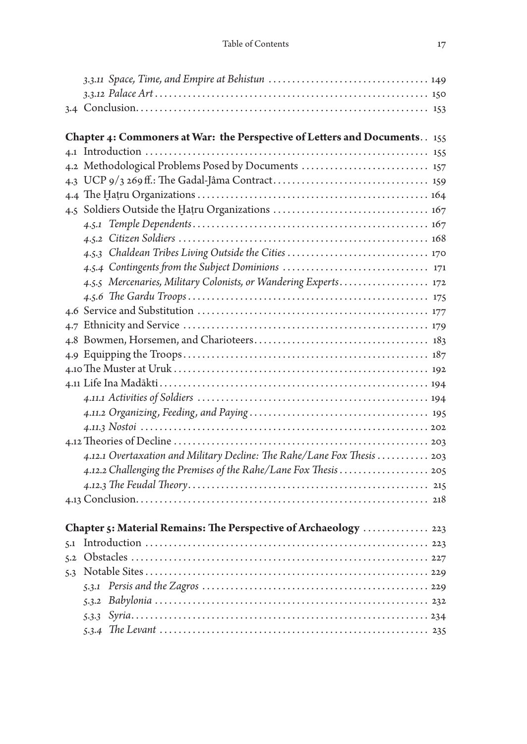*3.3.11 Space, Time, and Empire at Behistun* ..... 149
*3.3.12 Palace Art* ..... 150
3.4 Conclusion ..... 153

**Chapter 4: Commoners at War: the Perspective of Letters and Documents** ..... 155
4.1 Introduction ..... 155
4.2 Methodological Problems Posed by Documents ..... 157
4.3 UCP 9/3 269 ff.: The Gadal-Jâma Contract ..... 159
4.4 The Ḫaṭru Organizations ..... 164
4.5 Soldiers Outside the Ḫaṭru Organizations ..... 167
*4.5.1 Temple Dependents* ..... 167
*4.5.2 Citizen Soldiers* ..... 168
*4.5.3 Chaldean Tribes Living Outside the Cities* ..... 170
*4.5.4 Contingents from the Subject Dominions* ..... 171
*4.5.5 Mercenaries, Military Colonists, or Wandering Experts* ..... 172
*4.5.6 The Gardu Troops* ..... 175
4.6 Service and Substitution ..... 177
4.7 Ethnicity and Service ..... 179
4.8 Bowmen, Horsemen, and Charioteers ..... 183
4.9 Equipping the Troops ..... 187
4.10 The Muster at Uruk ..... 192
4.11 Life Ina Madākti ..... 194
*4.11.1 Activities of Soldiers* ..... 194
*4.11.2 Organizing, Feeding, and Paying* ..... 195
*4.11.3 Nostoi* ..... 202
4.12 Theories of Decline ..... 203
*4.12.1 Overtaxation and Military Decline: The Rahe/Lane Fox Thesis* ..... 203
*4.12.2 Challenging the Premises of the Rahe/Lane Fox Thesis* ..... 205
*4.12.3 The Feudal Theory* ..... 215
4.13 Conclusion ..... 218

**Chapter 5: Material Remains: The Perspective of Archaeology** ..... 223
5.1 Introduction ..... 223
5.2 Obstacles ..... 227
5.3 Notable Sites ..... 229
*5.3.1 Persis and the Zagros* ..... 229
*5.3.2 Babylonia* ..... 232
*5.3.3 Syria* ..... 234
*5.3.4 The Levant* ..... 235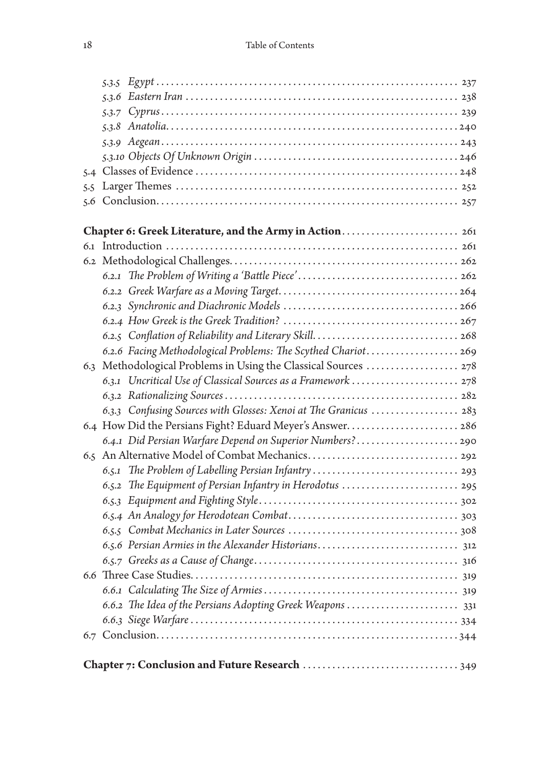5.3.5 *Egypt* . . . . . . . . . . . . . . . . . . . . . . . . . . . . . . . . . . . . . . . . . . . . . . . . . . . . . . . . . . . . . 237
5.3.6 *Eastern Iran* . . . . . . . . . . . . . . . . . . . . . . . . . . . . . . . . . . . . . . . . . . . . . . . . . . . . . . . 238
5.3.7 *Cyprus* . . . . . . . . . . . . . . . . . . . . . . . . . . . . . . . . . . . . . . . . . . . . . . . . . . . . . . . . . . . . 239
5.3.8 *Anatolia* . . . . . . . . . . . . . . . . . . . . . . . . . . . . . . . . . . . . . . . . . . . . . . . . . . . . . . . . . . . 240
5.3.9 *Aegean* . . . . . . . . . . . . . . . . . . . . . . . . . . . . . . . . . . . . . . . . . . . . . . . . . . . . . . . . . . . . 243
5.3.10 *Objects Of Unknown Origin* . . . . . . . . . . . . . . . . . . . . . . . . . . . . . . . . . . . . . . . . . 246
5.4 Classes of Evidence . . . . . . . . . . . . . . . . . . . . . . . . . . . . . . . . . . . . . . . . . . . . . . . . . . . . . 248
5.5 Larger Themes . . . . . . . . . . . . . . . . . . . . . . . . . . . . . . . . . . . . . . . . . . . . . . . . . . . . . . . . . 252
5.6 Conclusion . . . . . . . . . . . . . . . . . . . . . . . . . . . . . . . . . . . . . . . . . . . . . . . . . . . . . . . . . . . . . 257

**Chapter 6: Greek Literature, and the Army in Action** . . . . . . . . . . . . . . . . . . . . . . . 261
6.1 Introduction . . . . . . . . . . . . . . . . . . . . . . . . . . . . . . . . . . . . . . . . . . . . . . . . . . . . . . . . . . . 261
6.2 Methodological Challenges . . . . . . . . . . . . . . . . . . . . . . . . . . . . . . . . . . . . . . . . . . . . . . . 262
6.2.1 *The Problem of Writing a 'Battle Piece'* . . . . . . . . . . . . . . . . . . . . . . . . . . . . . . . . 262
6.2.2 *Greek Warfare as a Moving Target* . . . . . . . . . . . . . . . . . . . . . . . . . . . . . . . . . . . . 264
6.2.3 *Synchronic and Diachronic Models* . . . . . . . . . . . . . . . . . . . . . . . . . . . . . . . . . . . . 266
6.2.4 *How Greek is the Greek Tradition?* . . . . . . . . . . . . . . . . . . . . . . . . . . . . . . . . . . . . 267
6.2.5 *Conflation of Reliability and Literary Skill* . . . . . . . . . . . . . . . . . . . . . . . . . . . . . . 268
6.2.6 *Facing Methodological Problems: The Scythed Chariot* . . . . . . . . . . . . . . . . . . . 269
6.3 Methodological Problems in Using the Classical Sources . . . . . . . . . . . . . . . . . . . 278
6.3.1 *Uncritical Use of Classical Sources as a Framework* . . . . . . . . . . . . . . . . . . . . . . 278
6.3.2 *Rationalizing Sources* . . . . . . . . . . . . . . . . . . . . . . . . . . . . . . . . . . . . . . . . . . . . . . . . 282
6.3.3 *Confusing Sources with Glosses: Xenoi at The Granicus* . . . . . . . . . . . . . . . . . . 283
6.4 How Did the Persians Fight? Eduard Meyer's Answer . . . . . . . . . . . . . . . . . . . . . . . 286
6.4.1 *Did Persian Warfare Depend on Superior Numbers?* . . . . . . . . . . . . . . . . . . . . . 290
6.5 An Alternative Model of Combat Mechanics . . . . . . . . . . . . . . . . . . . . . . . . . . . . . . . 292
6.5.1 *The Problem of Labelling Persian Infantry* . . . . . . . . . . . . . . . . . . . . . . . . . . . . . . 293
6.5.2 *The Equipment of Persian Infantry in Herodotus* . . . . . . . . . . . . . . . . . . . . . . . . 295
6.5.3 *Equipment and Fighting Style* . . . . . . . . . . . . . . . . . . . . . . . . . . . . . . . . . . . . . . . . . 302
6.5.4 *An Analogy for Herodotean Combat* . . . . . . . . . . . . . . . . . . . . . . . . . . . . . . . . . . . 303
6.5.5 *Combat Mechanics in Later Sources* . . . . . . . . . . . . . . . . . . . . . . . . . . . . . . . . . . . 308
6.5.6 *Persian Armies in the Alexander Historians* . . . . . . . . . . . . . . . . . . . . . . . . . . . . 312
6.5.7 *Greeks as a Cause of Change* . . . . . . . . . . . . . . . . . . . . . . . . . . . . . . . . . . . . . . . . . 316
6.6 Three Case Studies . . . . . . . . . . . . . . . . . . . . . . . . . . . . . . . . . . . . . . . . . . . . . . . . . . . . . . 319
6.6.1 *Calculating The Size of Armies* . . . . . . . . . . . . . . . . . . . . . . . . . . . . . . . . . . . . . . . . 319
6.6.2 *The Idea of the Persians Adopting Greek Weapons* . . . . . . . . . . . . . . . . . . . . . . . 331
6.6.3 *Siege Warfare* . . . . . . . . . . . . . . . . . . . . . . . . . . . . . . . . . . . . . . . . . . . . . . . . . . . . . . . 334
6.7 Conclusion . . . . . . . . . . . . . . . . . . . . . . . . . . . . . . . . . . . . . . . . . . . . . . . . . . . . . . . . . . . . . 344

**Chapter 7: Conclusion and Future Research** . . . . . . . . . . . . . . . . . . . . . . . . . . . . . . . 349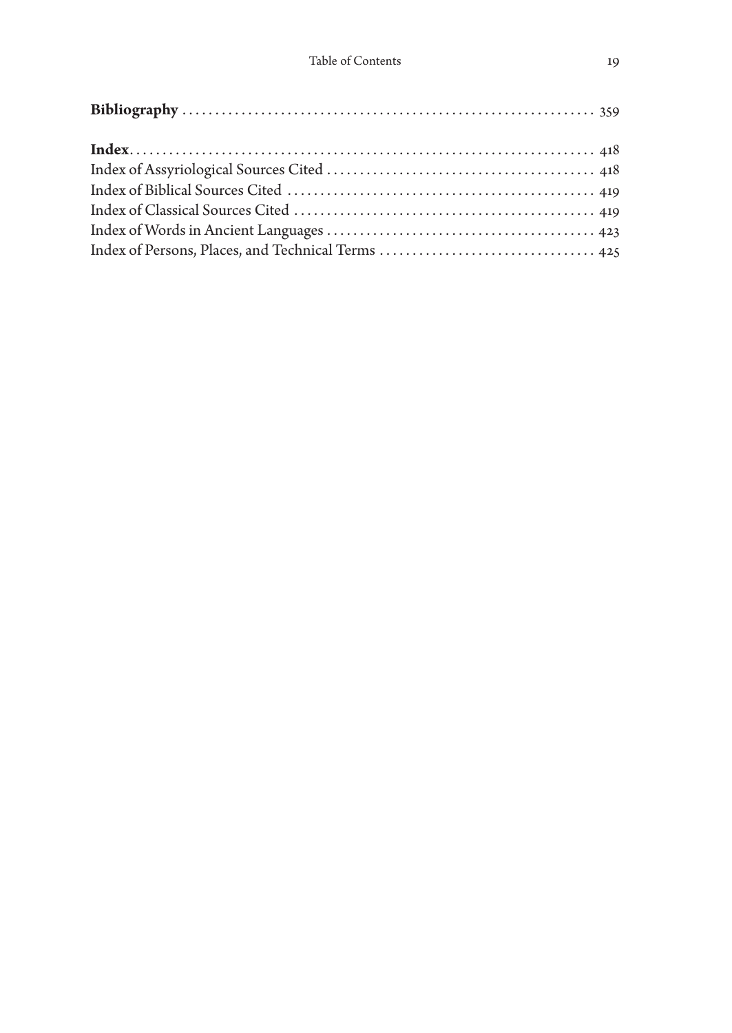**Bibliography** ............................................................ 359

**Index** ............................................................ 418
Index of Assyriological Sources Cited ............................................................ 418
Index of Biblical Sources Cited ............................................................ 419
Index of Classical Sources Cited ............................................................ 419
Index of Words in Ancient Languages ............................................................ 423
Index of Persons, Places, and Technical Terms ............................................................ 425